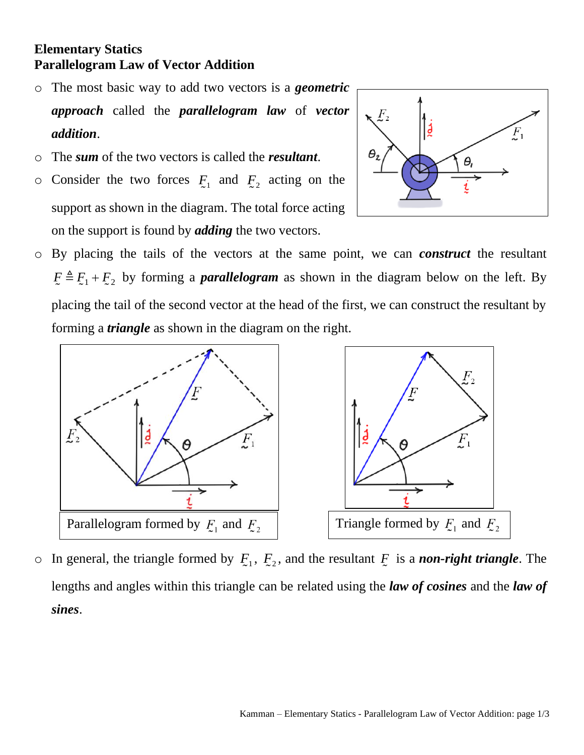**Elementary Statics**
**Parallelogram Law of Vector Addition**

- The most basic way to add two vectors is a ***geometric approach*** called the ***parallelogram law*** of ***vector addition***.
- The ***sum*** of the two vectors is called the ***resultant***.
- Consider the two forces $\underset{\sim}{F}_1$ and $\underset{\sim}{F}_2$ acting on the support as shown in the diagram. The total force acting on the support is found by ***adding*** the two vectors.
- By placing the tails of the vectors at the same point, we can ***construct*** the resultant $\underset{\sim}{F} \triangleq \underset{\sim}{F}_1 + \underset{\sim}{F}_2$ by forming a ***parallelogram*** as shown in the diagram below on the left. By placing the tail of the second vector at the head of the first, we can construct the resultant by forming a ***triangle*** as shown in the diagram on the right.

Parallelogram formed by $\underset{\sim}{F}_1$ and $\underset{\sim}{F}_2$

Triangle formed by $\underset{\sim}{F}_1$ and $\underset{\sim}{F}_2$

- In general, the triangle formed by $\underset{\sim}{F}_1$, $\underset{\sim}{F}_2$, and the resultant $\underset{\sim}{F}$ is a ***non-right triangle***. The lengths and angles within this triangle can be related using the ***law of cosines*** and the ***law of sines***.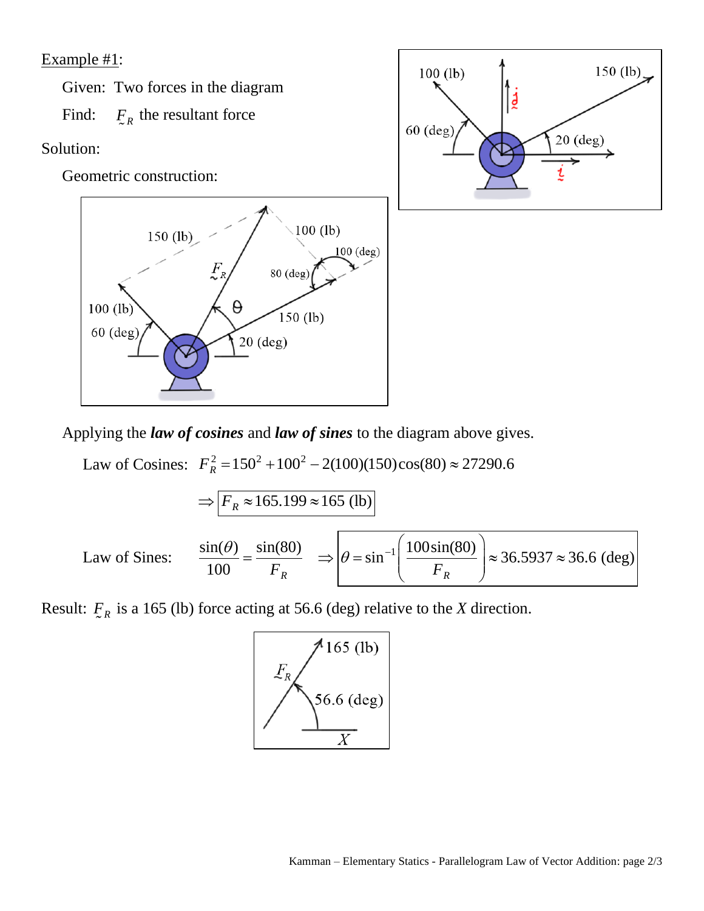Example #1:

Given: Two forces in the diagram

Find: $\underset{\sim}{F}_R$ the resultant force

Solution:

Geometric construction:

Applying the ***law of cosines*** and ***law of sines*** to the diagram above gives.

Law of Cosines: $F_R^2 = 150^2 + 100^2 - 2(100)(150)\cos(80) \approx 27290.6$

$$\Rightarrow \boxed{F_R \approx 165.199 \approx 165 \text{ (lb)}}$$

Law of Sines: $\dfrac{\sin(\theta)}{100} = \dfrac{\sin(80)}{F_R} \quad \Rightarrow \boxed{\theta = \sin^{-1}\left(\dfrac{100\sin(80)}{F_R}\right) \approx 36.5937 \approx 36.6 \text{ (deg)}}$

Result: $\underset{\sim}{F}_R$ is a 165 (lb) force acting at 56.6 (deg) relative to the $X$ direction.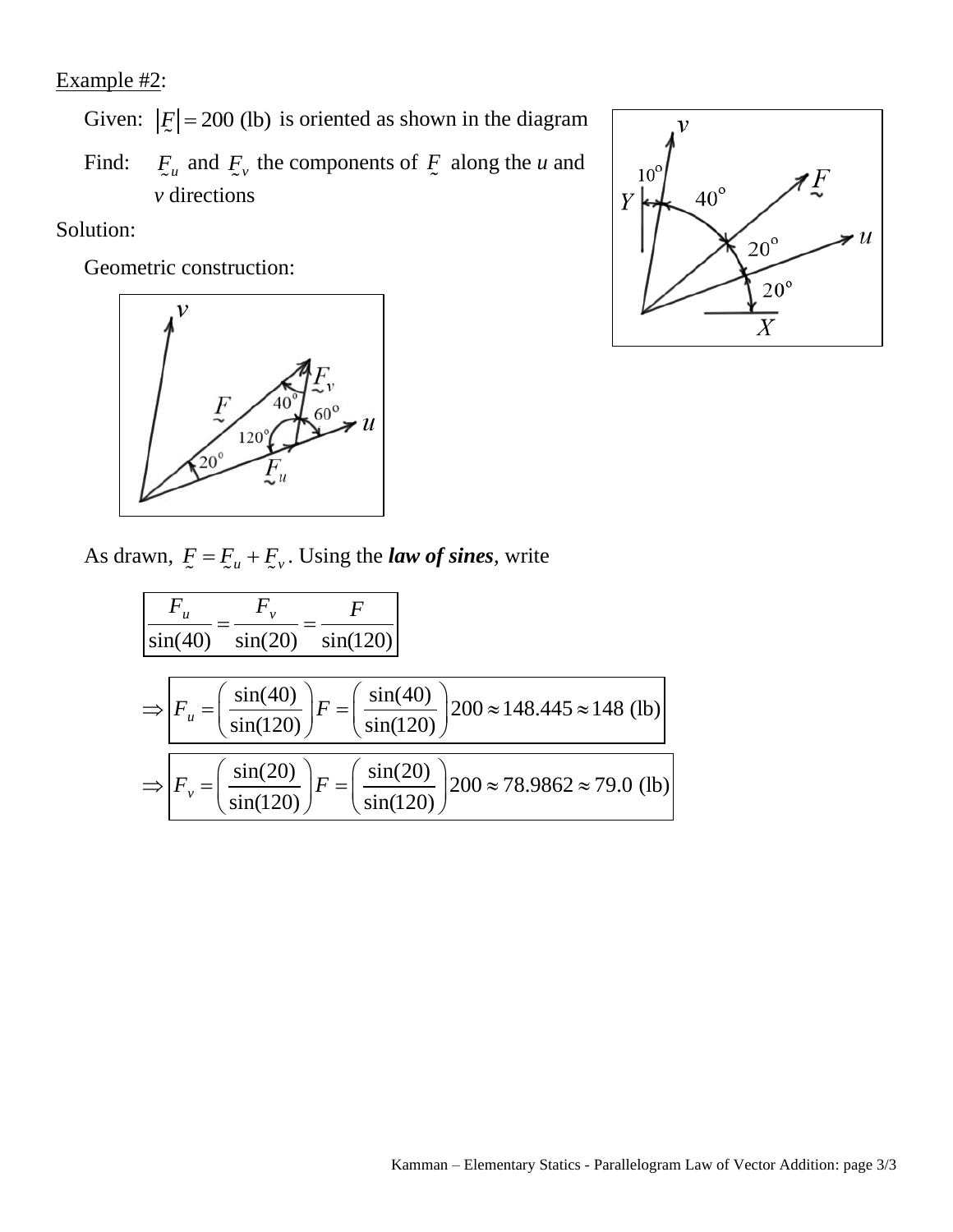Example #2:

Given: $|\underset{\sim}{F}| = 200$ (lb) is oriented as shown in the diagram

Find: $\underset{\sim}{F}_u$ and $\underset{\sim}{F}_v$ the components of $\underset{\sim}{F}$ along the *u* and *v* directions

v

10°

F

Y

40°

u

20°

20°

X

Solution:

Geometric construction:

v

F

F_v

40°

60°

u

120°

20°

F_u

As drawn, $\underset{\sim}{F} = \underset{\sim}{F}_u + \underset{\sim}{F}_v$. Using the ***law of sines***, write

$$\frac{F_u}{\sin(40)} = \frac{F_v}{\sin(20)} = \frac{F}{\sin(120)}$$

$$\Rightarrow F_u = \left(\frac{\sin(40)}{\sin(120)}\right) F = \left(\frac{\sin(40)}{\sin(120)}\right) 200 \approx 148.445 \approx 148 \text{ (lb)}$$

$$\Rightarrow F_v = \left(\frac{\sin(20)}{\sin(120)}\right) F = \left(\frac{\sin(20)}{\sin(120)}\right) 200 \approx 78.9862 \approx 79.0 \text{ (lb)}$$